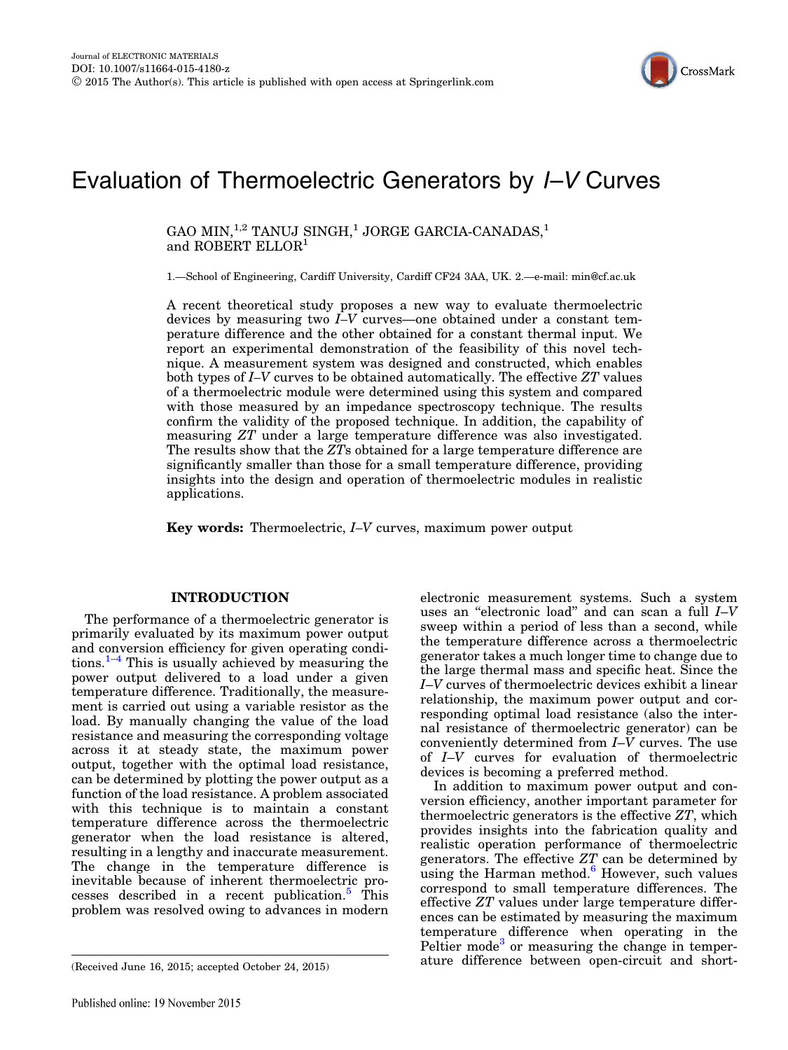Journal of ELECTRONIC MATERIALS
DOI: 10.1007/s11664-015-4180-z
© 2015 The Author(s). This article is published with open access at Springerlink.com

# Evaluation of Thermoelectric Generators by *I*–*V* Curves

GAO MIN,[1,2] TANUJ SINGH,[1] JORGE GARCIA-CANADAS,[1] and ROBERT ELLOR[1]

1.—School of Engineering, Cardiff University, Cardiff CF24 3AA, UK. 2.—e-mail: min@cf.ac.uk

A recent theoretical study proposes a new way to evaluate thermoelectric devices by measuring two *I*–*V* curves—one obtained under a constant temperature difference and the other obtained for a constant thermal input. We report an experimental demonstration of the feasibility of this novel technique. A measurement system was designed and constructed, which enables both types of *I*–*V* curves to be obtained automatically. The effective *ZT* values of a thermoelectric module were determined using this system and compared with those measured by an impedance spectroscopy technique. The results confirm the validity of the proposed technique. In addition, the capability of measuring *ZT* under a large temperature difference was also investigated. The results show that the *ZT*s obtained for a large temperature difference are significantly smaller than those for a small temperature difference, providing insights into the design and operation of thermoelectric modules in realistic applications.

**Key words:** Thermoelectric, *I*–*V* curves, maximum power output

## INTRODUCTION

The performance of a thermoelectric generator is primarily evaluated by its maximum power output and conversion efficiency for given operating conditions.[1–4] This is usually achieved by measuring the power output delivered to a load under a given temperature difference. Traditionally, the measurement is carried out using a variable resistor as the load. By manually changing the value of the load resistance and measuring the corresponding voltage across it at steady state, the maximum power output, together with the optimal load resistance, can be determined by plotting the power output as a function of the load resistance. A problem associated with this technique is to maintain a constant temperature difference across the thermoelectric generator when the load resistance is altered, resulting in a lengthy and inaccurate measurement. The change in the temperature difference is inevitable because of inherent thermoelectric processes described in a recent publication.[5] This problem was resolved owing to advances in modern electronic measurement systems. Such a system uses an "electronic load" and can scan a full *I*–*V* sweep within a period of less than a second, while the temperature difference across a thermoelectric generator takes a much longer time to change due to the large thermal mass and specific heat. Since the *I*–*V* curves of thermoelectric devices exhibit a linear relationship, the maximum power output and corresponding optimal load resistance (also the internal resistance of thermoelectric generator) can be conveniently determined from *I*–*V* curves. The use of *I*–*V* curves for evaluation of thermoelectric devices is becoming a preferred method.

In addition to maximum power output and conversion efficiency, another important parameter for thermoelectric generators is the effective *ZT*, which provides insights into the fabrication quality and realistic operation performance of thermoelectric generators. The effective *ZT* can be determined by using the Harman method.[6] However, such values correspond to small temperature differences. The effective *ZT* values under large temperature differences can be estimated by measuring the maximum temperature difference when operating in the Peltier mode[3] or measuring the change in temperature difference between open-circuit and short-

(Received June 16, 2015; accepted October 24, 2015)

Published online: 19 November 2015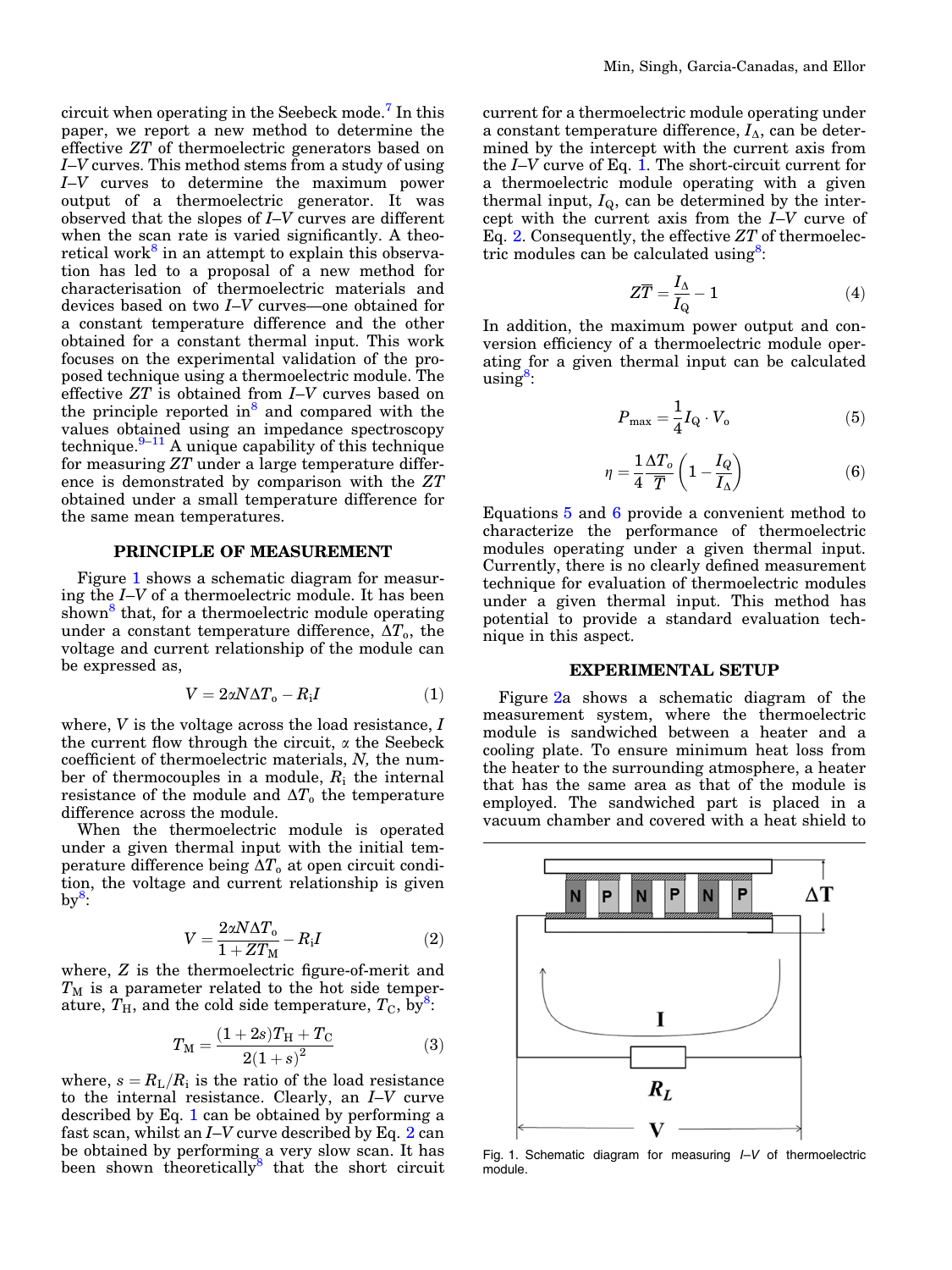circuit when operating in the Seebeck mode.[7] In this paper, we report a new method to determine the effective $ZT$ of thermoelectric generators based on $I$–$V$ curves. This method stems from a study of using $I$–$V$ curves to determine the maximum power output of a thermoelectric generator. It was observed that the slopes of $I$–$V$ curves are different when the scan rate is varied significantly. A theoretical work[8] in an attempt to explain this observation has led to a proposal of a new method for characterisation of thermoelectric materials and devices based on two $I$–$V$ curves—one obtained for a constant temperature difference and the other obtained for a constant thermal input. This work focuses on the experimental validation of the proposed technique using a thermoelectric module. The effective $ZT$ is obtained from $I$–$V$ curves based on the principle reported in[8] and compared with the values obtained using an impedance spectroscopy technique.[9–11] A unique capability of this technique for measuring $ZT$ under a large temperature difference is demonstrated by comparison with the $ZT$ obtained under a small temperature difference for the same mean temperatures.

## PRINCIPLE OF MEASUREMENT

Figure 1 shows a schematic diagram for measuring the $I$–$V$ of a thermoelectric module. It has been shown[8] that, for a thermoelectric module operating under a constant temperature difference, $\Delta T_o$, the voltage and current relationship of the module can be expressed as,

$$V = 2\alpha N \Delta T_o - R_i I \tag{1}$$

where, $V$ is the voltage across the load resistance, $I$ the current flow through the circuit, $\alpha$ the Seebeck coefficient of thermoelectric materials, $N$, the number of thermocouples in a module, $R_i$ the internal resistance of the module and $\Delta T_o$ the temperature difference across the module.

When the thermoelectric module is operated under a given thermal input with the initial temperature difference being $\Delta T_o$ at open circuit condition, the voltage and current relationship is given by[8]:

$$V = \frac{2\alpha N \Delta T_o}{1 + ZT_M} - R_i I \tag{2}$$

where, $Z$ is the thermoelectric figure-of-merit and $T_M$ is a parameter related to the hot side temperature, $T_H$, and the cold side temperature, $T_C$, by[8]:

$$T_M = \frac{(1+2s)T_H + T_C}{2(1+s)^2} \tag{3}$$

where, $s = R_L/R_i$ is the ratio of the load resistance to the internal resistance. Clearly, an $I$–$V$ curve described by Eq. 1 can be obtained by performing a fast scan, whilst an $I$–$V$ curve described by Eq. 2 can be obtained by performing a very slow scan. It has been shown theoretically[8] that the short circuit current for a thermoelectric module operating under a constant temperature difference, $I_\Delta$, can be determined by the intercept with the current axis from the $I$–$V$ curve of Eq. 1. The short-circuit current for a thermoelectric module operating with a given thermal input, $I_Q$, can be determined by the intercept with the current axis from the $I$–$V$ curve of Eq. 2. Consequently, the effective $ZT$ of thermoelectric modules can be calculated using[8]:

$$Z\overline{T} = \frac{I_\Delta}{I_Q} - 1 \tag{4}$$

In addition, the maximum power output and conversion efficiency of a thermoelectric module operating for a given thermal input can be calculated using[8]:

$$P_{max} = \frac{1}{4} I_Q \cdot V_o \tag{5}$$

$$\eta = \frac{1}{4}\frac{\Delta T_o}{\overline{T}}\left(1 - \frac{I_Q}{I_\Delta}\right) \tag{6}$$

Equations 5 and 6 provide a convenient method to characterize the performance of thermoelectric modules operating under a given thermal input. Currently, there is no clearly defined measurement technique for evaluation of thermoelectric modules under a given thermal input. This method has potential to provide a standard evaluation technique in this aspect.

## EXPERIMENTAL SETUP

Figure 2a shows a schematic diagram of the measurement system, where the thermoelectric module is sandwiched between a heater and a cooling plate. To ensure minimum heat loss from the heater to the surrounding atmosphere, a heater that has the same area as that of the module is employed. The sandwiched part is placed in a vacuum chamber and covered with a heat shield to

Fig. 1. Schematic diagram for measuring $I$–$V$ of thermoelectric module.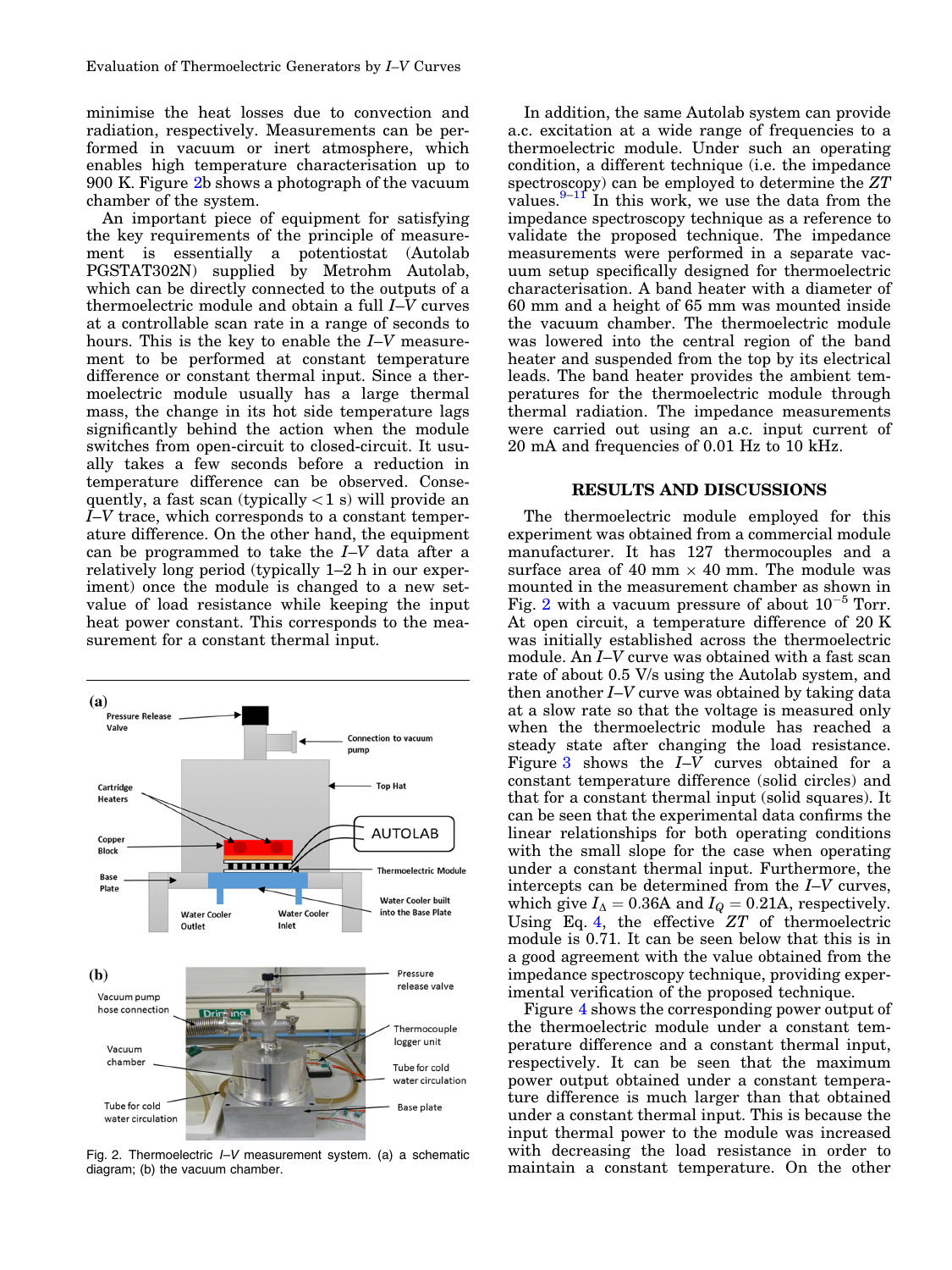minimise the heat losses due to convection and radiation, respectively. Measurements can be performed in vacuum or inert atmosphere, which enables high temperature characterisation up to 900 K. Figure 2b shows a photograph of the vacuum chamber of the system.

An important piece of equipment for satisfying the key requirements of the principle of measurement is essentially a potentiostat (Autolab PGSTAT302N) supplied by Metrohm Autolab, which can be directly connected to the outputs of a thermoelectric module and obtain a full *I*–*V* curves at a controllable scan rate in a range of seconds to hours. This is the key to enable the *I*–*V* measurement to be performed at constant temperature difference or constant thermal input. Since a thermoelectric module usually has a large thermal mass, the change in its hot side temperature lags significantly behind the action when the module switches from open-circuit to closed-circuit. It usually takes a few seconds before a reduction in temperature difference can be observed. Consequently, a fast scan (typically $<1$ s) will provide an *I*–*V* trace, which corresponds to a constant temperature difference. On the other hand, the equipment can be programmed to take the *I*–*V* data after a relatively long period (typically 1–2 h in our experiment) once the module is changed to a new set-value of load resistance while keeping the input heat power constant. This corresponds to the measurement for a constant thermal input.

Fig. 2. Thermoelectric *I*–*V* measurement system. (a) a schematic diagram; (b) the vacuum chamber.

In addition, the same Autolab system can provide a.c. excitation at a wide range of frequencies to a thermoelectric module. Under such an operating condition, a different technique (i.e. the impedance spectroscopy) can be employed to determine the *ZT* values.[9–11] In this work, we use the data from the impedance spectroscopy technique as a reference to validate the proposed technique. The impedance measurements were performed in a separate vacuum setup specifically designed for thermoelectric characterisation. A band heater with a diameter of 60 mm and a height of 65 mm was mounted inside the vacuum chamber. The thermoelectric module was lowered into the central region of the band heater and suspended from the top by its electrical leads. The band heater provides the ambient temperatures for the thermoelectric module through thermal radiation. The impedance measurements were carried out using an a.c. input current of 20 mA and frequencies of 0.01 Hz to 10 kHz.

## RESULTS AND DISCUSSIONS

The thermoelectric module employed for this experiment was obtained from a commercial module manufacturer. It has 127 thermocouples and a surface area of 40 mm × 40 mm. The module was mounted in the measurement chamber as shown in Fig. 2 with a vacuum pressure of about $10^{-5}$ Torr. At open circuit, a temperature difference of 20 K was initially established across the thermoelectric module. An *I*–*V* curve was obtained with a fast scan rate of about 0.5 V/s using the Autolab system, and then another *I*–*V* curve was obtained by taking data at a slow rate so that the voltage is measured only when the thermoelectric module has reached a steady state after changing the load resistance. Figure 3 shows the *I*–*V* curves obtained for a constant temperature difference (solid circles) and that for a constant thermal input (solid squares). It can be seen that the experimental data confirms the linear relationships for both operating conditions with the small slope for the case when operating under a constant thermal input. Furthermore, the intercepts can be determined from the *I*–*V* curves, which give $I_\Delta = 0.36\text{A}$ and $I_Q = 0.21\text{A}$, respectively. Using Eq. 4, the effective *ZT* of thermoelectric module is 0.71. It can be seen below that this is in a good agreement with the value obtained from the impedance spectroscopy technique, providing experimental verification of the proposed technique.

Figure 4 shows the corresponding power output of the thermoelectric module under a constant temperature difference and a constant thermal input, respectively. It can be seen that the maximum power output obtained under a constant temperature difference is much larger than that obtained under a constant thermal input. This is because the input thermal power to the module was increased with decreasing the load resistance in order to maintain a constant temperature. On the other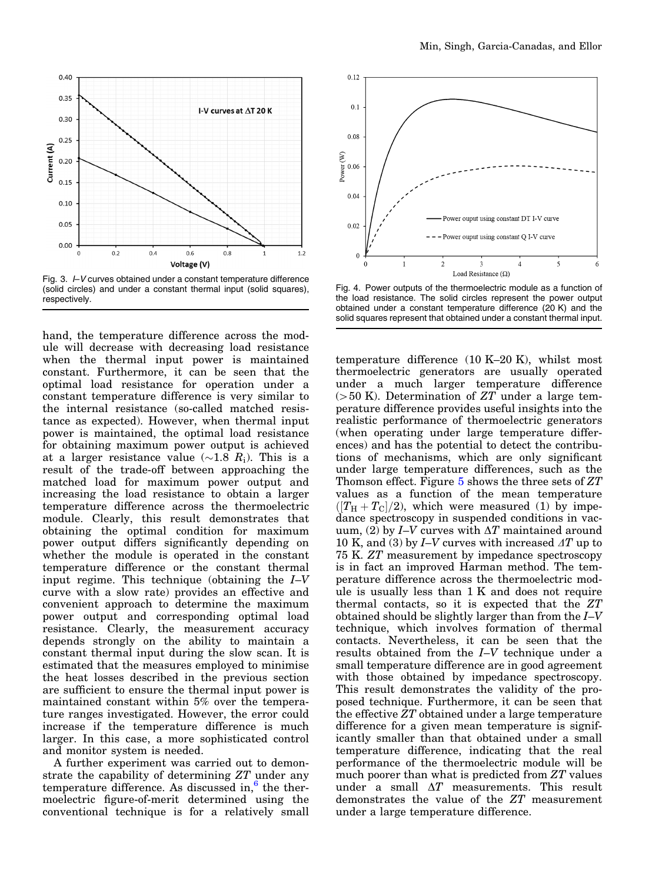Fig. 3. $I$–$V$ curves obtained under a constant temperature difference (solid circles) and under a constant thermal input (solid squares), respectively.

Fig. 4. Power outputs of the thermoelectric module as a function of the load resistance. The solid circles represent the power output obtained under a constant temperature difference (20 K) and the solid squares represent that obtained under a constant thermal input.

hand, the temperature difference across the module will decrease with decreasing load resistance when the thermal input power is maintained constant. Furthermore, it can be seen that the optimal load resistance for operation under a constant temperature difference is very similar to the internal resistance (so-called matched resistance as expected). However, when thermal input power is maintained, the optimal load resistance for obtaining maximum power output is achieved at a larger resistance value ($\sim$1.8 $R_i$). This is a result of the trade-off between approaching the matched load for maximum power output and increasing the load resistance to obtain a larger temperature difference across the thermoelectric module. Clearly, this result demonstrates that obtaining the optimal condition for maximum power output differs significantly depending on whether the module is operated in the constant temperature difference or the constant thermal input regime. This technique (obtaining the $I$–$V$ curve with a slow rate) provides an effective and convenient approach to determine the maximum power output and corresponding optimal load resistance. Clearly, the measurement accuracy depends strongly on the ability to maintain a constant thermal input during the slow scan. It is estimated that the measures employed to minimise the heat losses described in the previous section are sufficient to ensure the thermal input power is maintained constant within 5% over the temperature ranges investigated. However, the error could increase if the temperature difference is much larger. In this case, a more sophisticated control and monitor system is needed.

A further experiment was carried out to demonstrate the capability of determining $ZT$ under any temperature difference. As discussed in,[6] the thermoelectric figure-of-merit determined using the conventional technique is for a relatively small temperature difference (10 K–20 K), whilst most thermoelectric generators are usually operated under a much larger temperature difference (>50 K). Determination of $ZT$ under a large temperature difference provides useful insights into the realistic performance of thermoelectric generators (when operating under large temperature differences) and has the potential to detect the contributions of mechanisms, which are only significant under large temperature differences, such as the Thomson effect. Figure 5 shows the three sets of $ZT$ values as a function of the mean temperature ($[T_H + T_C]/2$), which were measured (1) by impedance spectroscopy in suspended conditions in vacuum, (2) by $I$–$V$ curves with $\Delta T$ maintained around 10 K, and (3) by $I$–$V$ curves with increased $\Delta T$ up to 75 K. $ZT$ measurement by impedance spectroscopy is in fact an improved Harman method. The temperature difference across the thermoelectric module is usually less than 1 K and does not require thermal contacts, so it is expected that the $ZT$ obtained should be slightly larger than from the $I$–$V$ technique, which involves formation of thermal contacts. Nevertheless, it can be seen that the results obtained from the $I$–$V$ technique under a small temperature difference are in good agreement with those obtained by impedance spectroscopy. This result demonstrates the validity of the proposed technique. Furthermore, it can be seen that the effective $ZT$ obtained under a large temperature difference for a given mean temperature is significantly smaller than that obtained under a small temperature difference, indicating that the real performance of the thermoelectric module will be much poorer than what is predicted from $ZT$ values under a small $\Delta T$ measurements. This result demonstrates the value of the $ZT$ measurement under a large temperature difference.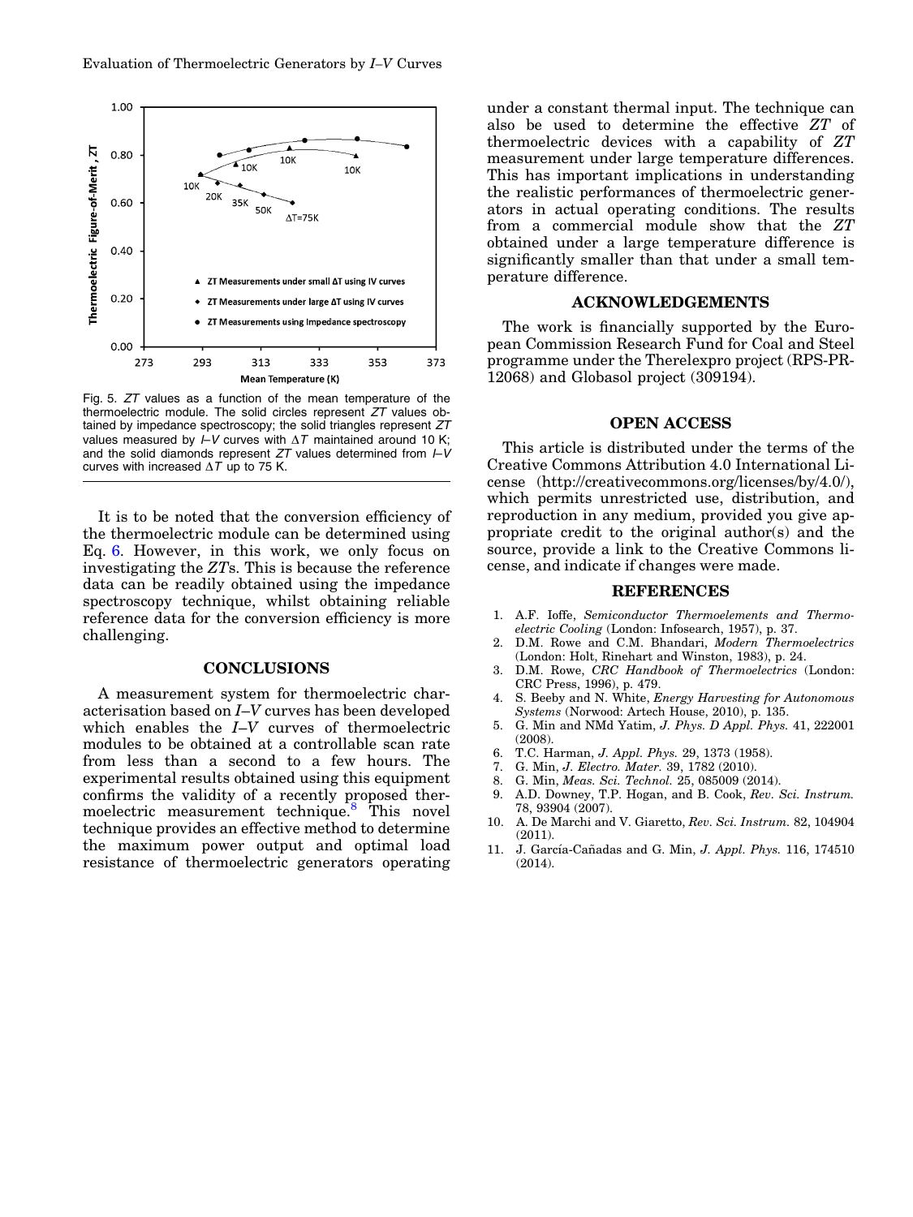1.00

0.80

0.60

0.40

0.20

0.00

Thermoelectric Figure-of-Merit, ZT

273 293 313 333 353 373

Mean Temperature (K)

10K

10K

10K

10K

20K

35K

50K

ΔT=75K

▲ ZT Measurements under small ΔT using IV curves

◆ ZT Measurements under large ΔT using IV curves

● ZT Measurements using Impedance spectroscopy

Fig. 5. *ZT* values as a function of the mean temperature of the thermoelectric module. The solid circles represent *ZT* values obtained by impedance spectroscopy; the solid triangles represent *ZT* values measured by *I–V* curves with $\Delta T$ maintained around 10 K; and the solid diamonds represent *ZT* values determined from *I–V* curves with increased $\Delta T$ up to 75 K.

It is to be noted that the conversion efficiency of the thermoelectric module can be determined using Eq. 6. However, in this work, we only focus on investigating the *ZT*s. This is because the reference data can be readily obtained using the impedance spectroscopy technique, whilst obtaining reliable reference data for the conversion efficiency is more challenging.

## CONCLUSIONS

A measurement system for thermoelectric characterisation based on *I–V* curves has been developed which enables the *I–V* curves of thermoelectric modules to be obtained at a controllable scan rate from less than a second to a few hours. The experimental results obtained using this equipment confirms the validity of a recently proposed thermoelectric measurement technique.[8] This novel technique provides an effective method to determine the maximum power output and optimal load resistance of thermoelectric generators operating under a constant thermal input. The technique can also be used to determine the effective *ZT* of thermoelectric devices with a capability of *ZT* measurement under large temperature differences. This has important implications in understanding the realistic performances of thermoelectric generators in actual operating conditions. The results from a commercial module show that the *ZT* obtained under a large temperature difference is significantly smaller than that under a small temperature difference.

## ACKNOWLEDGEMENTS

The work is financially supported by the European Commission Research Fund for Coal and Steel programme under the Therelexpro project (RPS-PR-12068) and Globasol project (309194).

## OPEN ACCESS

This article is distributed under the terms of the Creative Commons Attribution 4.0 International License (http://creativecommons.org/licenses/by/4.0/), which permits unrestricted use, distribution, and reproduction in any medium, provided you give appropriate credit to the original author(s) and the source, provide a link to the Creative Commons license, and indicate if changes were made.

## REFERENCES

1. A.F. Ioffe, *Semiconductor Thermoelements and Thermoelectric Cooling* (London: Infosearch, 1957), p. 37.
2. D.M. Rowe and C.M. Bhandari, *Modern Thermoelectrics* (London: Holt, Rinehart and Winston, 1983), p. 24.
3. D.M. Rowe, *CRC Handbook of Thermoelectrics* (London: CRC Press, 1996), p. 479.
4. S. Beeby and N. White, *Energy Harvesting for Autonomous Systems* (Norwood: Artech House, 2010), p. 135.
5. G. Min and NMd Yatim, *J. Phys. D Appl. Phys.* 41, 222001 (2008).
6. T.C. Harman, *J. Appl. Phys.* 29, 1373 (1958).
7. G. Min, *J. Electro. Mater.* 39, 1782 (2010).
8. G. Min, *Meas. Sci. Technol.* 25, 085009 (2014).
9. A.D. Downey, T.P. Hogan, and B. Cook, *Rev. Sci. Instrum.* 78, 93904 (2007).
10. A. De Marchi and V. Giaretto, *Rev. Sci. Instrum.* 82, 104904 (2011).
11. J. García-Cañadas and G. Min, *J. Appl. Phys.* 116, 174510 (2014).